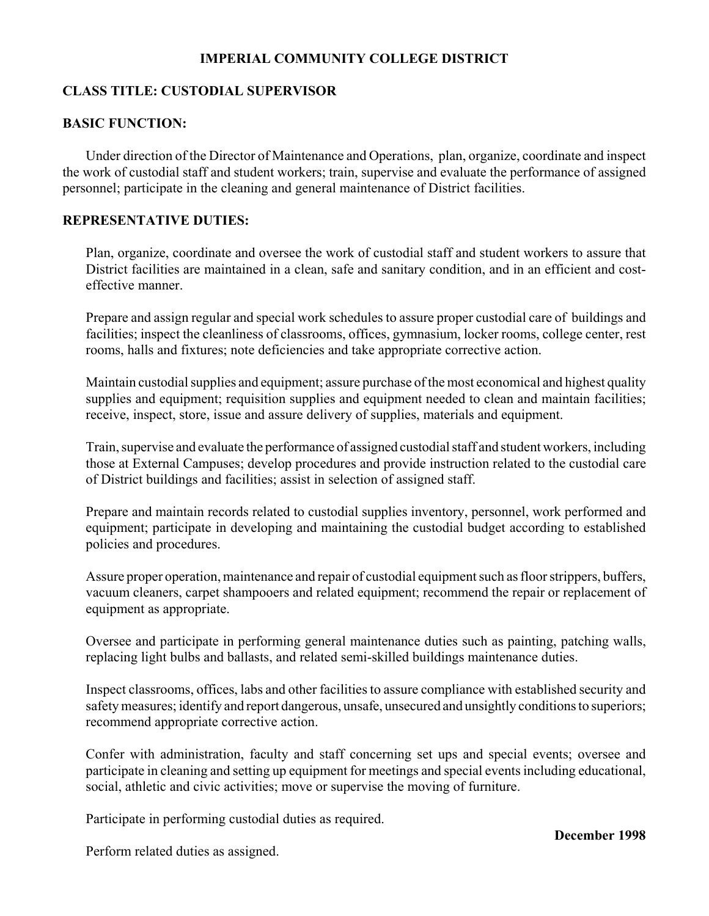**IMPERIAL COMMUNITY COLLEGE DISTRICT**

**CLASS TITLE: CUSTODIAL SUPERVISOR**

**BASIC FUNCTION:**

Under direction of the Director of Maintenance and Operations, plan, organize, coordinate and inspect the work of custodial staff and student workers; train, supervise and evaluate the performance of assigned personnel; participate in the cleaning and general maintenance of District facilities.

**REPRESENTATIVE DUTIES:**

Plan, organize, coordinate and oversee the work of custodial staff and student workers to assure that District facilities are maintained in a clean, safe and sanitary condition, and in an efficient and cost-effective manner.

Prepare and assign regular and special work schedules to assure proper custodial care of buildings and facilities; inspect the cleanliness of classrooms, offices, gymnasium, locker rooms, college center, rest rooms, halls and fixtures; note deficiencies and take appropriate corrective action.

Maintain custodial supplies and equipment; assure purchase of the most economical and highest quality supplies and equipment; requisition supplies and equipment needed to clean and maintain facilities; receive, inspect, store, issue and assure delivery of supplies, materials and equipment.

Train, supervise and evaluate the performance of assigned custodial staff and student workers, including those at External Campuses; develop procedures and provide instruction related to the custodial care of District buildings and facilities; assist in selection of assigned staff.

Prepare and maintain records related to custodial supplies inventory, personnel, work performed and equipment; participate in developing and maintaining the custodial budget according to established policies and procedures.

Assure proper operation, maintenance and repair of custodial equipment such as floor strippers, buffers, vacuum cleaners, carpet shampooers and related equipment; recommend the repair or replacement of equipment as appropriate.

Oversee and participate in performing general maintenance duties such as painting, patching walls, replacing light bulbs and ballasts, and related semi-skilled buildings maintenance duties.

Inspect classrooms, offices, labs and other facilities to assure compliance with established security and safety measures; identify and report dangerous, unsafe, unsecured and unsightly conditions to superiors; recommend appropriate corrective action.

Confer with administration, faculty and staff concerning set ups and special events; oversee and participate in cleaning and setting up equipment for meetings and special events including educational, social, athletic and civic activities; move or supervise the moving of furniture.

Participate in performing custodial duties as required.

Perform related duties as assigned.

**December 1998**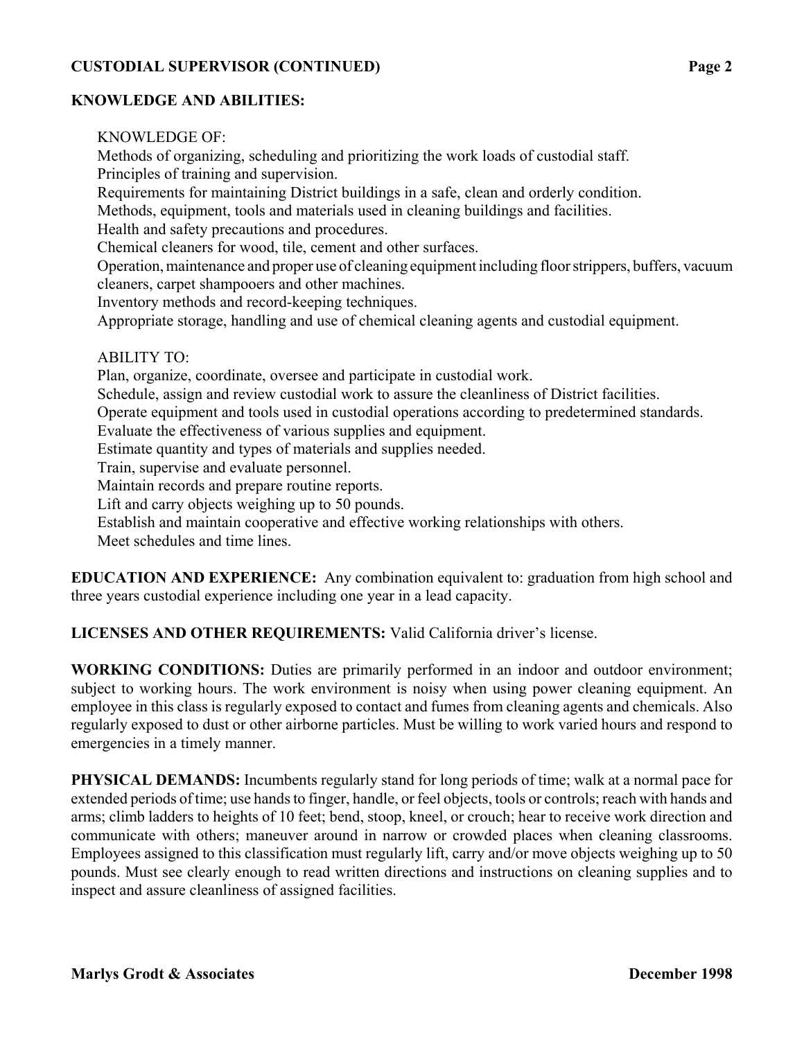**KNOWLEDGE AND ABILITIES:**

KNOWLEDGE OF:

Methods of organizing, scheduling and prioritizing the work loads of custodial staff.
Principles of training and supervision.
Requirements for maintaining District buildings in a safe, clean and orderly condition.
Methods, equipment, tools and materials used in cleaning buildings and facilities.
Health and safety precautions and procedures.
Chemical cleaners for wood, tile, cement and other surfaces.
Operation, maintenance and proper use of cleaning equipment including floor strippers, buffers, vacuum cleaners, carpet shampooers and other machines.
Inventory methods and record-keeping techniques.
Appropriate storage, handling and use of chemical cleaning agents and custodial equipment.

ABILITY TO:

Plan, organize, coordinate, oversee and participate in custodial work.
Schedule, assign and review custodial work to assure the cleanliness of District facilities.
Operate equipment and tools used in custodial operations according to predetermined standards.
Evaluate the effectiveness of various supplies and equipment.
Estimate quantity and types of materials and supplies needed.
Train, supervise and evaluate personnel.
Maintain records and prepare routine reports.
Lift and carry objects weighing up to 50 pounds.
Establish and maintain cooperative and effective working relationships with others.
Meet schedules and time lines.

**EDUCATION AND EXPERIENCE:** Any combination equivalent to: graduation from high school and three years custodial experience including one year in a lead capacity.

**LICENSES AND OTHER REQUIREMENTS:** Valid California driver's license.

**WORKING CONDITIONS:** Duties are primarily performed in an indoor and outdoor environment; subject to working hours. The work environment is noisy when using power cleaning equipment. An employee in this class is regularly exposed to contact and fumes from cleaning agents and chemicals. Also regularly exposed to dust or other airborne particles. Must be willing to work varied hours and respond to emergencies in a timely manner.

**PHYSICAL DEMANDS:** Incumbents regularly stand for long periods of time; walk at a normal pace for extended periods of time; use hands to finger, handle, or feel objects, tools or controls; reach with hands and arms; climb ladders to heights of 10 feet; bend, stoop, kneel, or crouch; hear to receive work direction and communicate with others; maneuver around in narrow or crowded places when cleaning classrooms. Employees assigned to this classification must regularly lift, carry and/or move objects weighing up to 50 pounds. Must see clearly enough to read written directions and instructions on cleaning supplies and to inspect and assure cleanliness of assigned facilities.